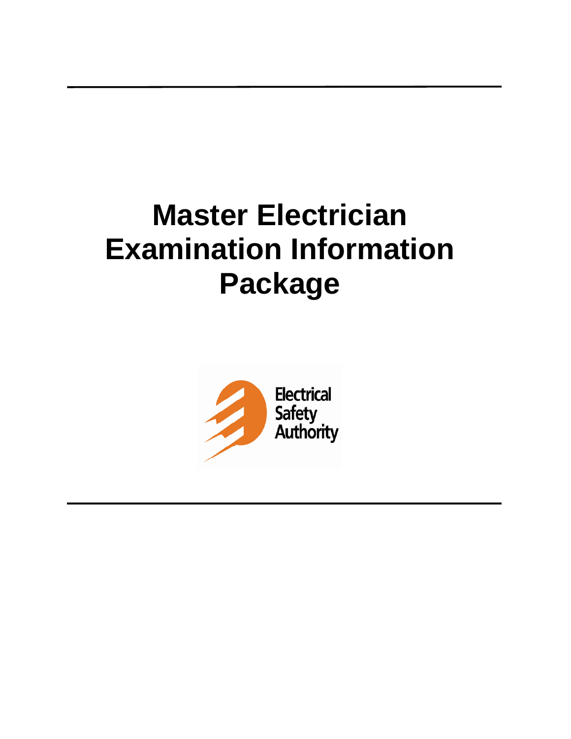# Master Electrician Examination Information Package

Electrical Safety Authority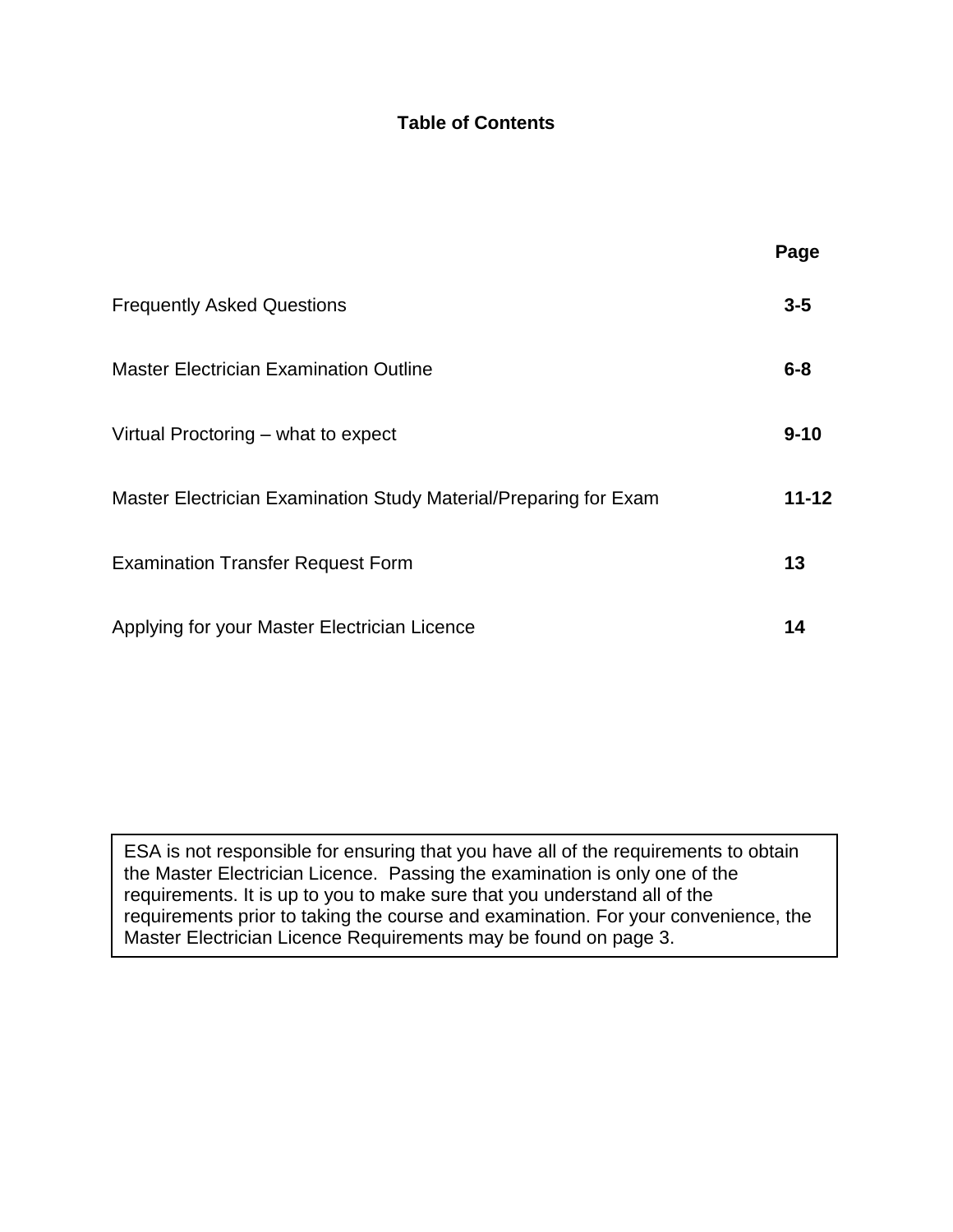## Table of Contents

| | Page |
|---|---|
| Frequently Asked Questions | 3-5 |
| Master Electrician Examination Outline | 6-8 |
| Virtual Proctoring – what to expect | 9-10 |
| Master Electrician Examination Study Material/Preparing for Exam | 11-12 |
| Examination Transfer Request Form | 13 |
| Applying for your Master Electrician Licence | 14 |

> ESA is not responsible for ensuring that you have all of the requirements to obtain the Master Electrician Licence. Passing the examination is only one of the requirements. It is up to you to make sure that you understand all of the requirements prior to taking the course and examination. For your convenience, the Master Electrician Licence Requirements may be found on page 3.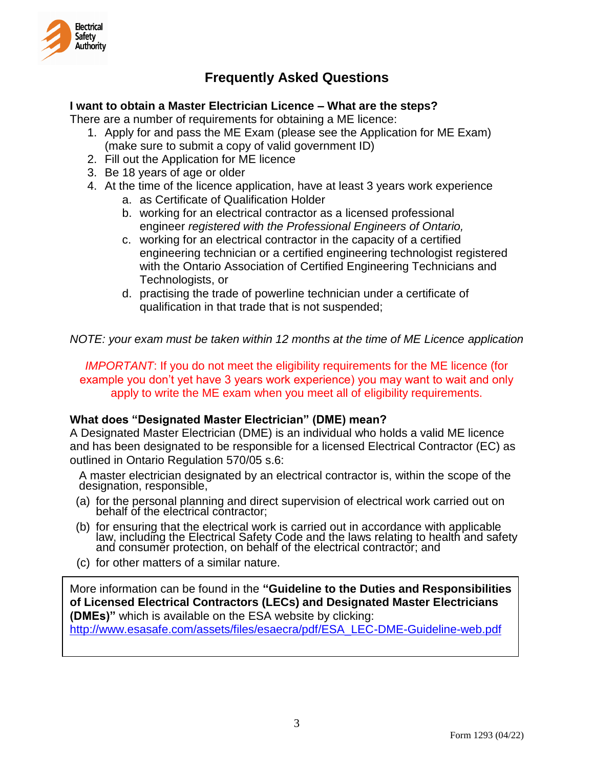## Frequently Asked Questions

**I want to obtain a Master Electrician Licence – What are the steps?**

There are a number of requirements for obtaining a ME licence:

1. Apply for and pass the ME Exam (please see the Application for ME Exam) (make sure to submit a copy of valid government ID)
2. Fill out the Application for ME licence
3. Be 18 years of age or older
4. At the time of the licence application, have at least 3 years work experience
   a. as Certificate of Qualification Holder
   b. working for an electrical contractor as a licensed professional engineer *registered with the Professional Engineers of Ontario,*
   c. working for an electrical contractor in the capacity of a certified engineering technician or a certified engineering technologist registered with the Ontario Association of Certified Engineering Technicians and Technologists, or
   d. practising the trade of powerline technician under a certificate of qualification in that trade that is not suspended;

*NOTE: your exam must be taken within 12 months at the time of ME Licence application*

*IMPORTANT*: If you do not meet the eligibility requirements for the ME licence (for example you don't yet have 3 years work experience) you may want to wait and only apply to write the ME exam when you meet all of eligibility requirements.

**What does "Designated Master Electrician" (DME) mean?**

A Designated Master Electrician (DME) is an individual who holds a valid ME licence and has been designated to be responsible for a licensed Electrical Contractor (EC) as outlined in Ontario Regulation 570/05 s.6:

A master electrician designated by an electrical contractor is, within the scope of the designation, responsible,

(a) for the personal planning and direct supervision of electrical work carried out on behalf of the electrical contractor;

(b) for ensuring that the electrical work is carried out in accordance with applicable law, including the Electrical Safety Code and the laws relating to health and safety and consumer protection, on behalf of the electrical contractor; and

(c) for other matters of a similar nature.

More information can be found in the **"Guideline to the Duties and Responsibilities of Licensed Electrical Contractors (LECs) and Designated Master Electricians (DMEs)"** which is available on the ESA website by clicking:
http://www.esasafe.com/assets/files/esaecra/pdf/ESA_LEC-DME-Guideline-web.pdf

Form 1293 (04/22)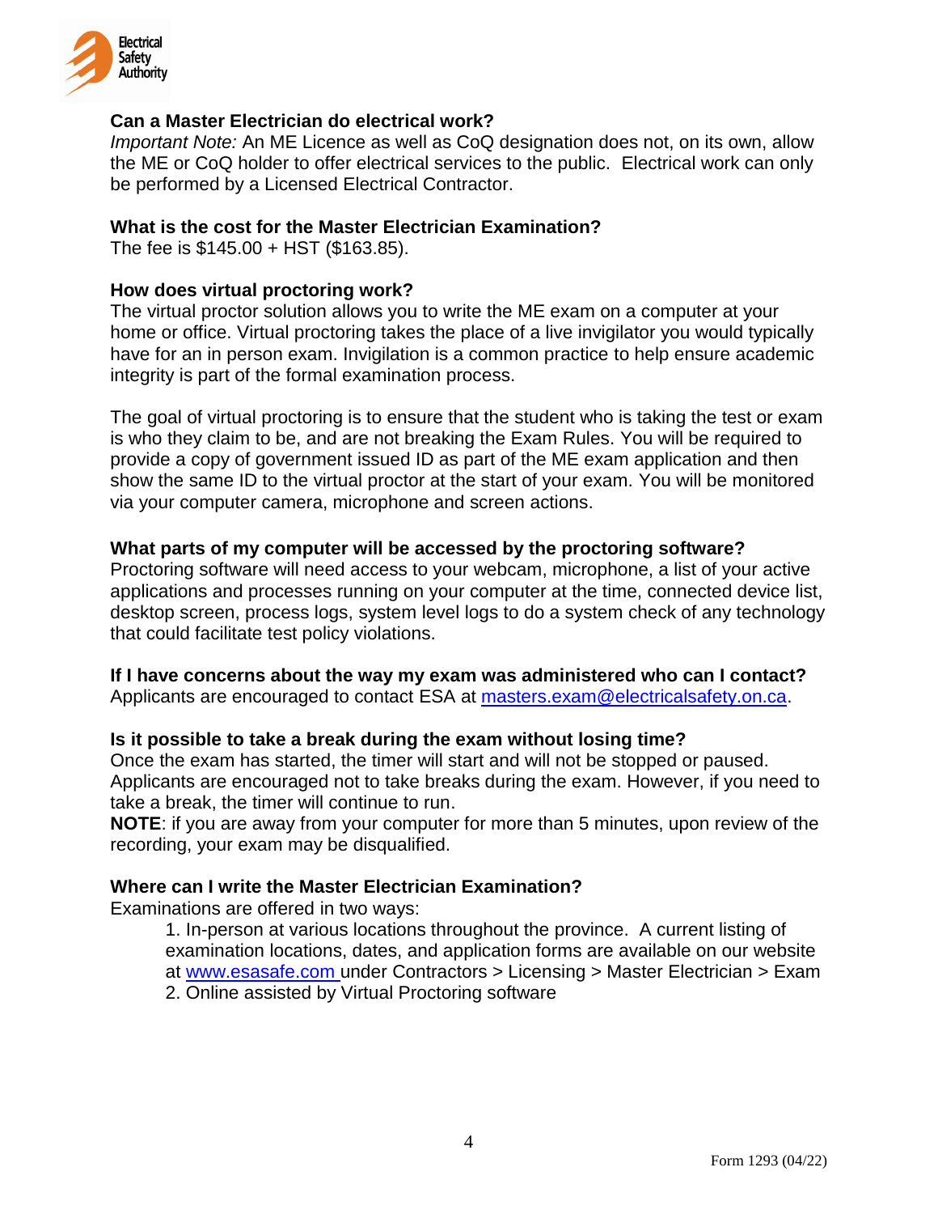### Can a Master Electrician do electrical work?

*Important Note:* An ME Licence as well as CoQ designation does not, on its own, allow the ME or CoQ holder to offer electrical services to the public. Electrical work can only be performed by a Licensed Electrical Contractor.

### What is the cost for the Master Electrician Examination?

The fee is $145.00 + HST ($163.85).

### How does virtual proctoring work?

The virtual proctor solution allows you to write the ME exam on a computer at your home or office. Virtual proctoring takes the place of a live invigilator you would typically have for an in person exam. Invigilation is a common practice to help ensure academic integrity is part of the formal examination process.

The goal of virtual proctoring is to ensure that the student who is taking the test or exam is who they claim to be, and are not breaking the Exam Rules. You will be required to provide a copy of government issued ID as part of the ME exam application and then show the same ID to the virtual proctor at the start of your exam. You will be monitored via your computer camera, microphone and screen actions.

### What parts of my computer will be accessed by the proctoring software?

Proctoring software will need access to your webcam, microphone, a list of your active applications and processes running on your computer at the time, connected device list, desktop screen, process logs, system level logs to do a system check of any technology that could facilitate test policy violations.

### If I have concerns about the way my exam was administered who can I contact?

Applicants are encouraged to contact ESA at masters.exam@electricalsafety.on.ca.

### Is it possible to take a break during the exam without losing time?

Once the exam has started, the timer will start and will not be stopped or paused. Applicants are encouraged not to take breaks during the exam. However, if you need to take a break, the timer will continue to run.

**NOTE**: if you are away from your computer for more than 5 minutes, upon review of the recording, your exam may be disqualified.

### Where can I write the Master Electrician Examination?

Examinations are offered in two ways:

1. In-person at various locations throughout the province. A current listing of examination locations, dates, and application forms are available on our website at www.esasafe.com under Contractors > Licensing > Master Electrician > Exam
2. Online assisted by Virtual Proctoring software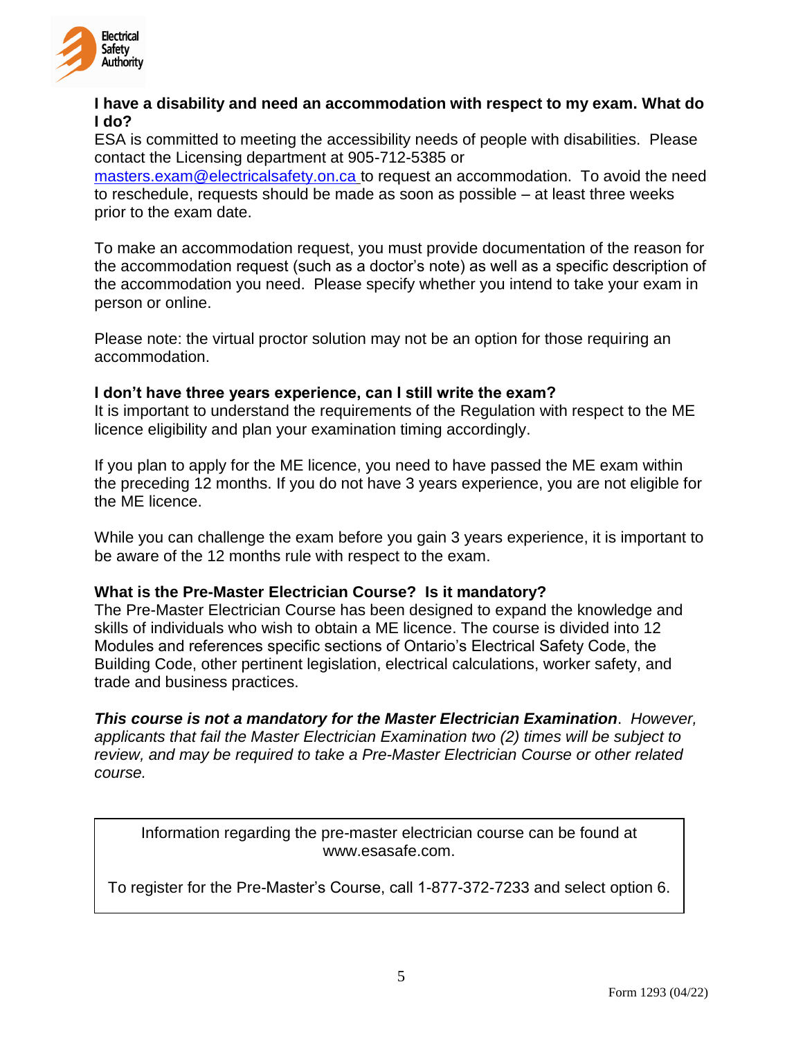### I have a disability and need an accommodation with respect to my exam. What do I do?

ESA is committed to meeting the accessibility needs of people with disabilities. Please contact the Licensing department at 905-712-5385 or [masters.exam@electricalsafety.on.ca](mailto:masters.exam@electricalsafety.on.ca) to request an accommodation. To avoid the need to reschedule, requests should be made as soon as possible – at least three weeks prior to the exam date.

To make an accommodation request, you must provide documentation of the reason for the accommodation request (such as a doctor's note) as well as a specific description of the accommodation you need. Please specify whether you intend to take your exam in person or online.

Please note: the virtual proctor solution may not be an option for those requiring an accommodation.

### I don't have three years experience, can I still write the exam?

It is important to understand the requirements of the Regulation with respect to the ME licence eligibility and plan your examination timing accordingly.

If you plan to apply for the ME licence, you need to have passed the ME exam within the preceding 12 months. If you do not have 3 years experience, you are not eligible for the ME licence.

While you can challenge the exam before you gain 3 years experience, it is important to be aware of the 12 months rule with respect to the exam.

### What is the Pre-Master Electrician Course? Is it mandatory?

The Pre-Master Electrician Course has been designed to expand the knowledge and skills of individuals who wish to obtain a ME licence. The course is divided into 12 Modules and references specific sections of Ontario's Electrical Safety Code, the Building Code, other pertinent legislation, electrical calculations, worker safety, and trade and business practices.

***This course is not a mandatory for the Master Electrician Examination****. However, applicants that fail the Master Electrician Examination two (2) times will be subject to review, and may be required to take a Pre-Master Electrician Course or other related course.*

Information regarding the pre-master electrician course can be found at www.esasafe.com.

To register for the Pre-Master's Course, call 1-877-372-7233 and select option 6.

Form 1293 (04/22)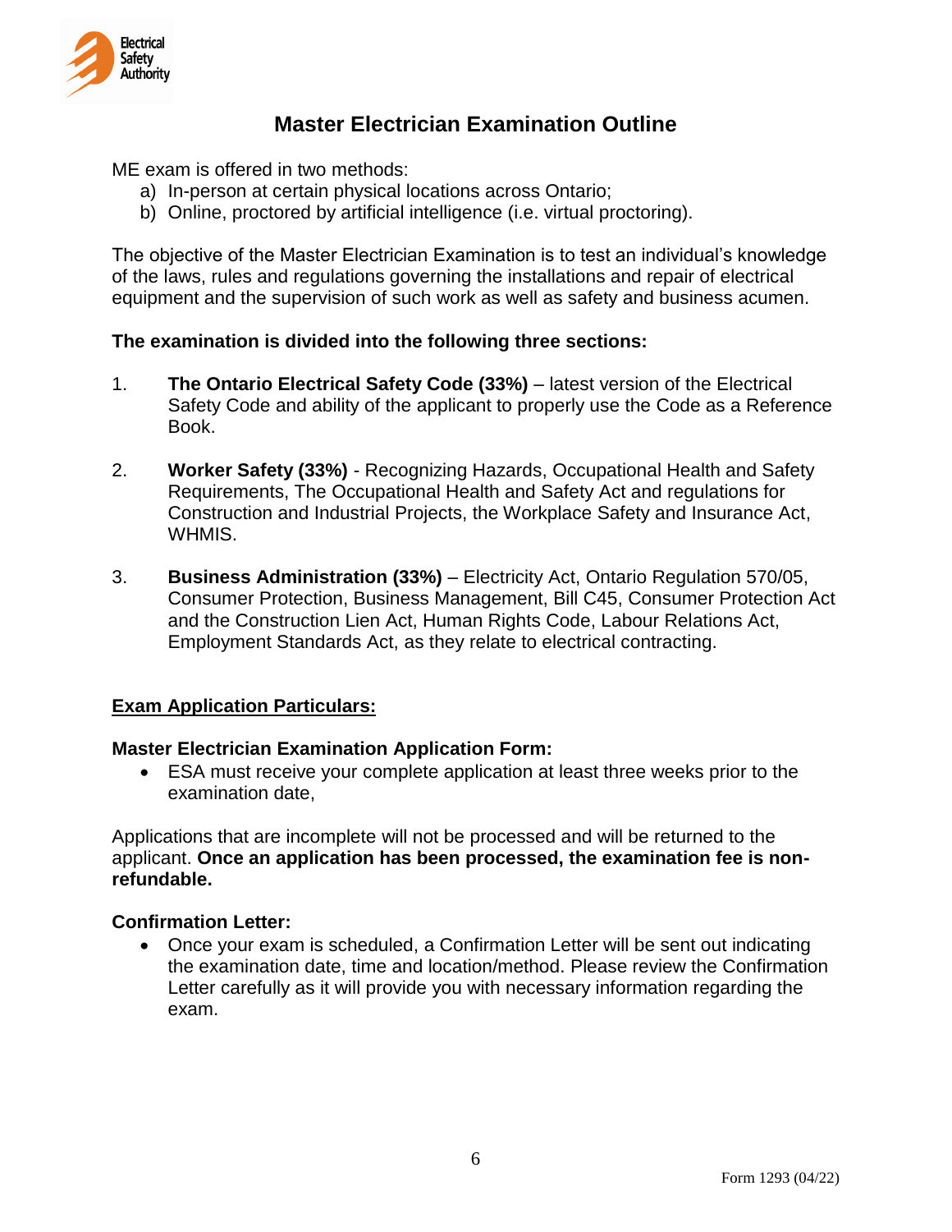# Master Electrician Examination Outline

ME exam is offered in two methods:

a) In-person at certain physical locations across Ontario;
b) Online, proctored by artificial intelligence (i.e. virtual proctoring).

The objective of the Master Electrician Examination is to test an individual's knowledge of the laws, rules and regulations governing the installations and repair of electrical equipment and the supervision of such work as well as safety and business acumen.

**The examination is divided into the following three sections:**

1. **The Ontario Electrical Safety Code (33%)** – latest version of the Electrical Safety Code and ability of the applicant to properly use the Code as a Reference Book.

2. **Worker Safety (33%)** - Recognizing Hazards, Occupational Health and Safety Requirements, The Occupational Health and Safety Act and regulations for Construction and Industrial Projects, the Workplace Safety and Insurance Act, WHMIS.

3. **Business Administration (33%)** – Electricity Act, Ontario Regulation 570/05, Consumer Protection, Business Management, Bill C45, Consumer Protection Act and the Construction Lien Act, Human Rights Code, Labour Relations Act, Employment Standards Act, as they relate to electrical contracting.

## Exam Application Particulars:

**Master Electrician Examination Application Form:**

- ESA must receive your complete application at least three weeks prior to the examination date,

Applications that are incomplete will not be processed and will be returned to the applicant. **Once an application has been processed, the examination fee is non-refundable.**

**Confirmation Letter:**

- Once your exam is scheduled, a Confirmation Letter will be sent out indicating the examination date, time and location/method. Please review the Confirmation Letter carefully as it will provide you with necessary information regarding the exam.

Form 1293 (04/22)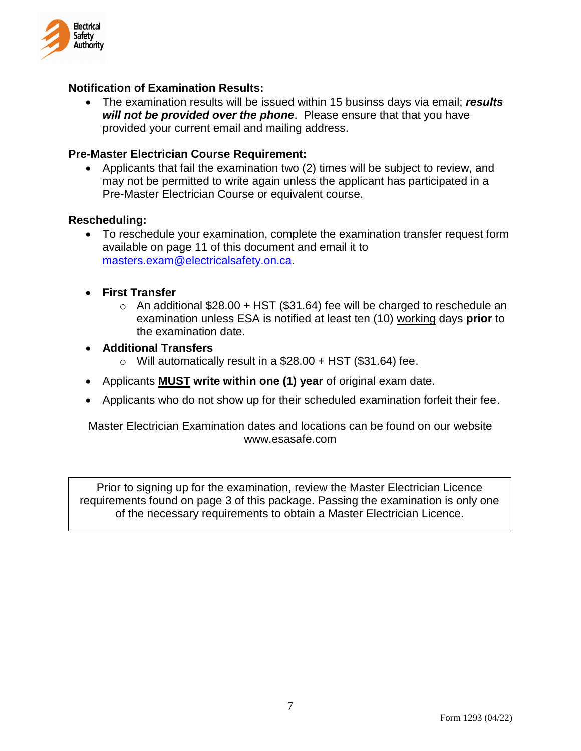**Notification of Examination Results:**

- The examination results will be issued within 15 businss days via email; ***results will not be provided over the phone***. Please ensure that that you have provided your current email and mailing address.

**Pre-Master Electrician Course Requirement:**

- Applicants that fail the examination two (2) times will be subject to review, and may not be permitted to write again unless the applicant has participated in a Pre-Master Electrician Course or equivalent course.

**Rescheduling:**

- To reschedule your examination, complete the examination transfer request form available on page 11 of this document and email it to masters.exam@electricalsafety.on.ca.

- **First Transfer**
  - An additional $28.00 + HST ($31.64) fee will be charged to reschedule an examination unless ESA is notified at least ten (10) working days **prior** to the examination date.
- **Additional Transfers**
  - Will automatically result in a $28.00 + HST ($31.64) fee.
- Applicants **MUST write within one (1) year** of original exam date.
- Applicants who do not show up for their scheduled examination forfeit their fee.

Master Electrician Examination dates and locations can be found on our website www.esasafe.com

> Prior to signing up for the examination, review the Master Electrician Licence requirements found on page 3 of this package. Passing the examination is only one of the necessary requirements to obtain a Master Electrician Licence.

Form 1293 (04/22)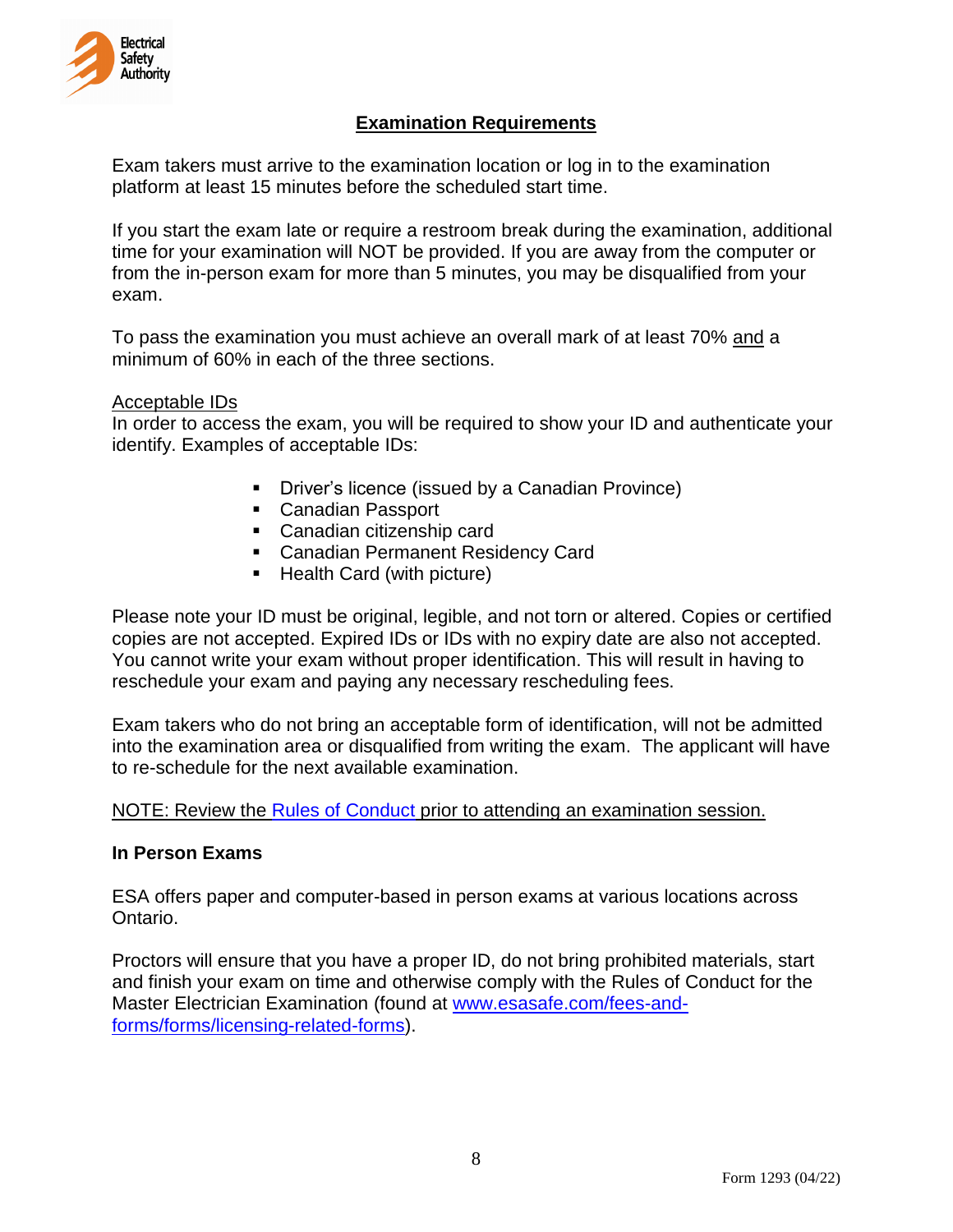## Examination Requirements

Exam takers must arrive to the examination location or log in to the examination platform at least 15 minutes before the scheduled start time.

If you start the exam late or require a restroom break during the examination, additional time for your examination will NOT be provided. If you are away from the computer or from the in-person exam for more than 5 minutes, you may be disqualified from your exam.

To pass the examination you must achieve an overall mark of at least 70% and a minimum of 60% in each of the three sections.

Acceptable IDs

In order to access the exam, you will be required to show your ID and authenticate your identify. Examples of acceptable IDs:

- Driver's licence (issued by a Canadian Province)
- Canadian Passport
- Canadian citizenship card
- Canadian Permanent Residency Card
- Health Card (with picture)

Please note your ID must be original, legible, and not torn or altered. Copies or certified copies are not accepted. Expired IDs or IDs with no expiry date are also not accepted. You cannot write your exam without proper identification. This will result in having to reschedule your exam and paying any necessary rescheduling fees.

Exam takers who do not bring an acceptable form of identification, will not be admitted into the examination area or disqualified from writing the exam. The applicant will have to re-schedule for the next available examination.

NOTE: Review the Rules of Conduct prior to attending an examination session.

**In Person Exams**

ESA offers paper and computer-based in person exams at various locations across Ontario.

Proctors will ensure that you have a proper ID, do not bring prohibited materials, start and finish your exam on time and otherwise comply with the Rules of Conduct for the Master Electrician Examination (found at www.esasafe.com/fees-and-forms/forms/licensing-related-forms).

Form 1293 (04/22)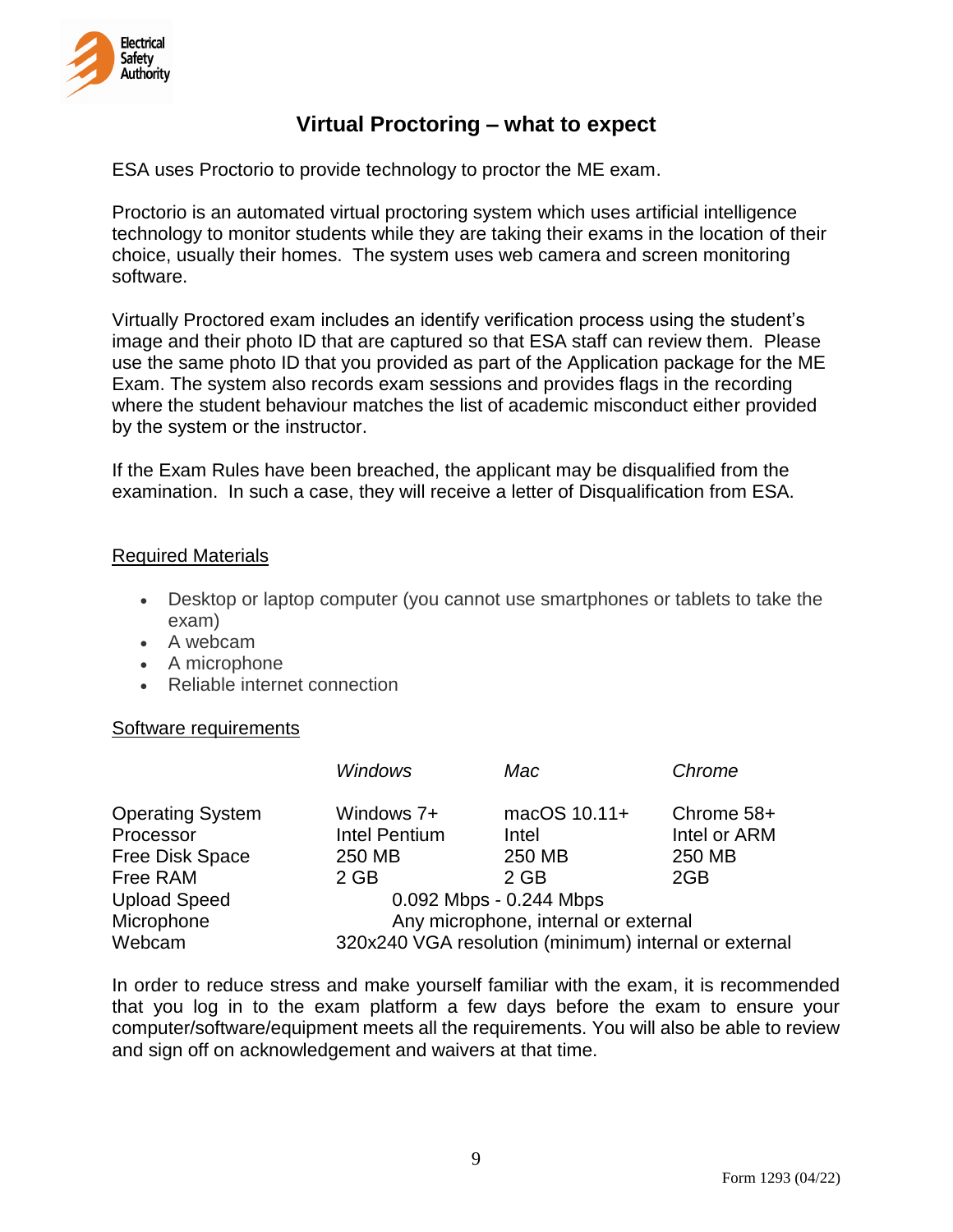# Virtual Proctoring – what to expect

ESA uses Proctorio to provide technology to proctor the ME exam.

Proctorio is an automated virtual proctoring system which uses artificial intelligence technology to monitor students while they are taking their exams in the location of their choice, usually their homes. The system uses web camera and screen monitoring software.

Virtually Proctored exam includes an identify verification process using the student's image and their photo ID that are captured so that ESA staff can review them. Please use the same photo ID that you provided as part of the Application package for the ME Exam. The system also records exam sessions and provides flags in the recording where the student behaviour matches the list of academic misconduct either provided by the system or the instructor.

If the Exam Rules have been breached, the applicant may be disqualified from the examination. In such a case, they will receive a letter of Disqualification from ESA.

## Required Materials

- Desktop or laptop computer (you cannot use smartphones or tablets to take the exam)
- A webcam
- A microphone
- Reliable internet connection

## Software requirements

| | *Windows* | *Mac* | *Chrome* |
|---|---|---|---|
| Operating System | Windows 7+ | macOS 10.11+ | Chrome 58+ |
| Processor | Intel Pentium | Intel | Intel or ARM |
| Free Disk Space | 250 MB | 250 MB | 250 MB |
| Free RAM | 2 GB | 2 GB | 2GB |
| Upload Speed | 0.092 Mbps - 0.244 Mbps | | |
| Microphone | Any microphone, internal or external | | |
| Webcam | 320x240 VGA resolution (minimum) internal or external | | |

In order to reduce stress and make yourself familiar with the exam, it is recommended that you log in to the exam platform a few days before the exam to ensure your computer/software/equipment meets all the requirements. You will also be able to review and sign off on acknowledgement and waivers at that time.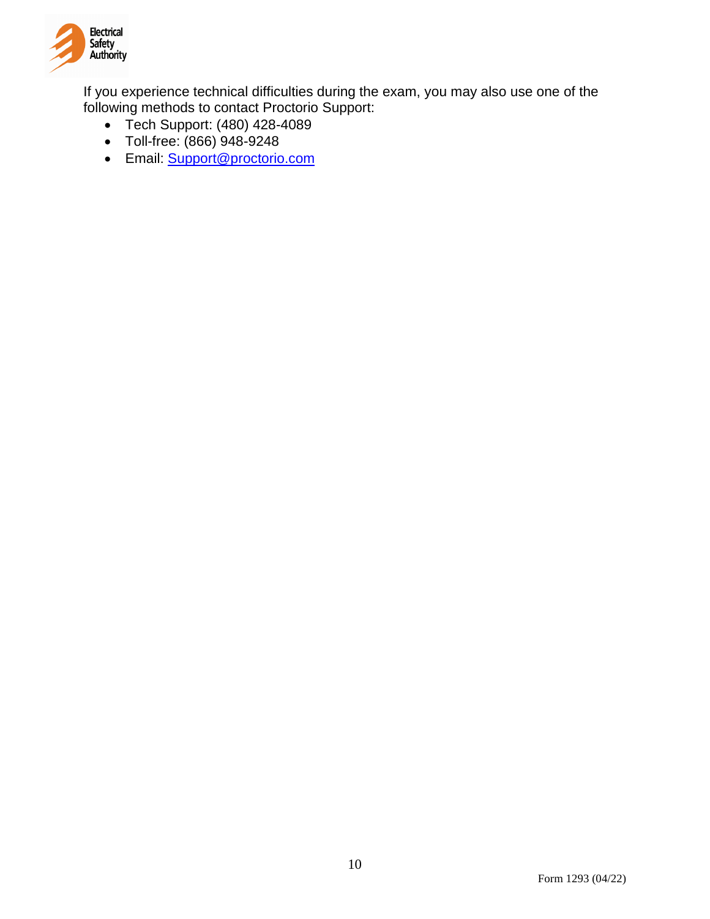If you experience technical difficulties during the exam, you may also use one of the following methods to contact Proctorio Support:

- Tech Support: (480) 428-4089
- Toll-free: (866) 948-9248
- Email: Support@proctorio.com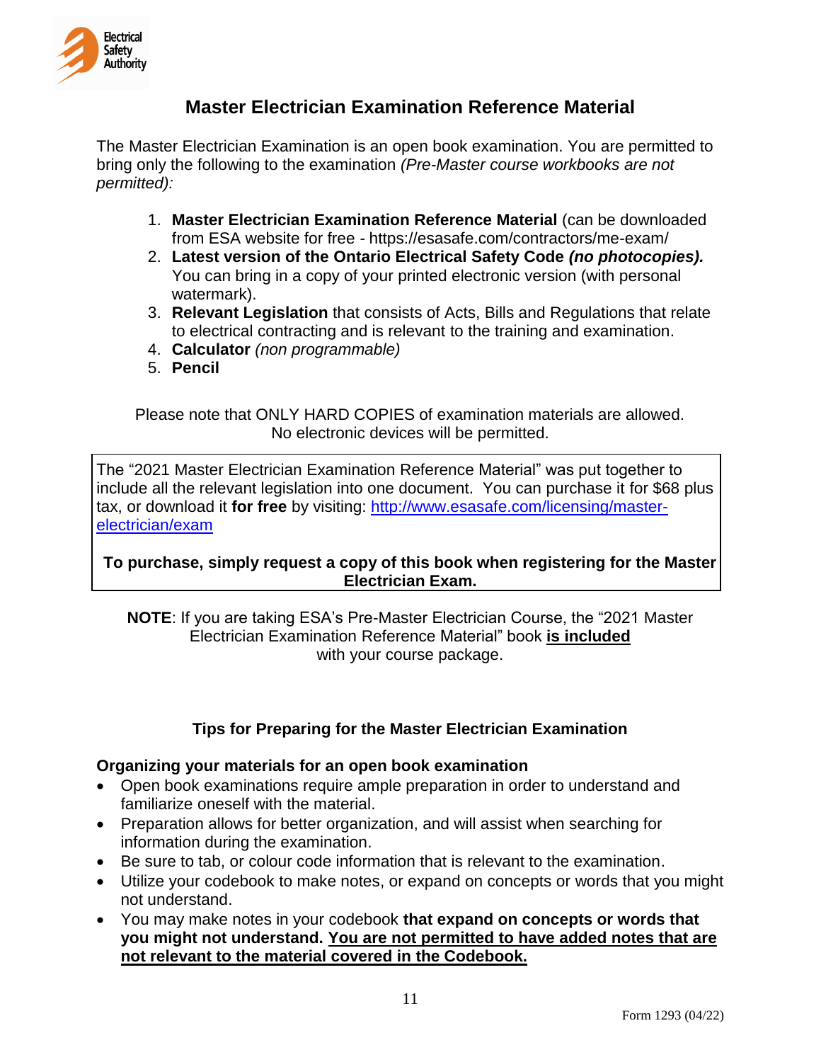## Master Electrician Examination Reference Material

The Master Electrician Examination is an open book examination. You are permitted to bring only the following to the examination *(Pre-Master course workbooks are not permitted):*

1. **Master Electrician Examination Reference Material** (can be downloaded from ESA website for free - https://esasafe.com/contractors/me-exam/
2. **Latest version of the Ontario Electrical Safety Code *(no photocopies).*** You can bring in a copy of your printed electronic version (with personal watermark).
3. **Relevant Legislation** that consists of Acts, Bills and Regulations that relate to electrical contracting and is relevant to the training and examination.
4. **Calculator** *(non programmable)*
5. **Pencil**

Please note that ONLY HARD COPIES of examination materials are allowed. No electronic devices will be permitted.

The "2021 Master Electrician Examination Reference Material" was put together to include all the relevant legislation into one document. You can purchase it for $68 plus tax, or download it **for free** by visiting: [http://www.esasafe.com/licensing/master-electrician/exam](http://www.esasafe.com/licensing/master-electrician/exam)

**To purchase, simply request a copy of this book when registering for the Master Electrician Exam.**

**NOTE**: If you are taking ESA's Pre-Master Electrician Course, the "2021 Master Electrician Examination Reference Material" book **is included** with your course package.

### Tips for Preparing for the Master Electrician Examination

**Organizing your materials for an open book examination**

- Open book examinations require ample preparation in order to understand and familiarize oneself with the material.
- Preparation allows for better organization, and will assist when searching for information during the examination.
- Be sure to tab, or colour code information that is relevant to the examination.
- Utilize your codebook to make notes, or expand on concepts or words that you might not understand.
- You may make notes in your codebook **that expand on concepts or words that you might not understand. You are not permitted to have added notes that are not relevant to the material covered in the Codebook.**

Form 1293 (04/22)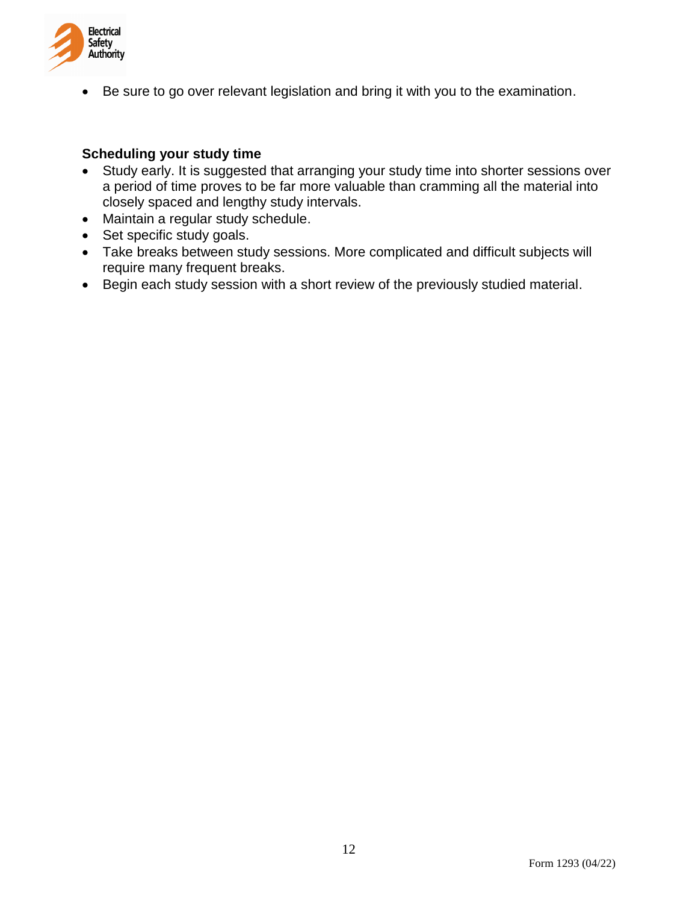- Be sure to go over relevant legislation and bring it with you to the examination.

**Scheduling your study time**

- Study early. It is suggested that arranging your study time into shorter sessions over a period of time proves to be far more valuable than cramming all the material into closely spaced and lengthy study intervals.
- Maintain a regular study schedule.
- Set specific study goals.
- Take breaks between study sessions. More complicated and difficult subjects will require many frequent breaks.
- Begin each study session with a short review of the previously studied material.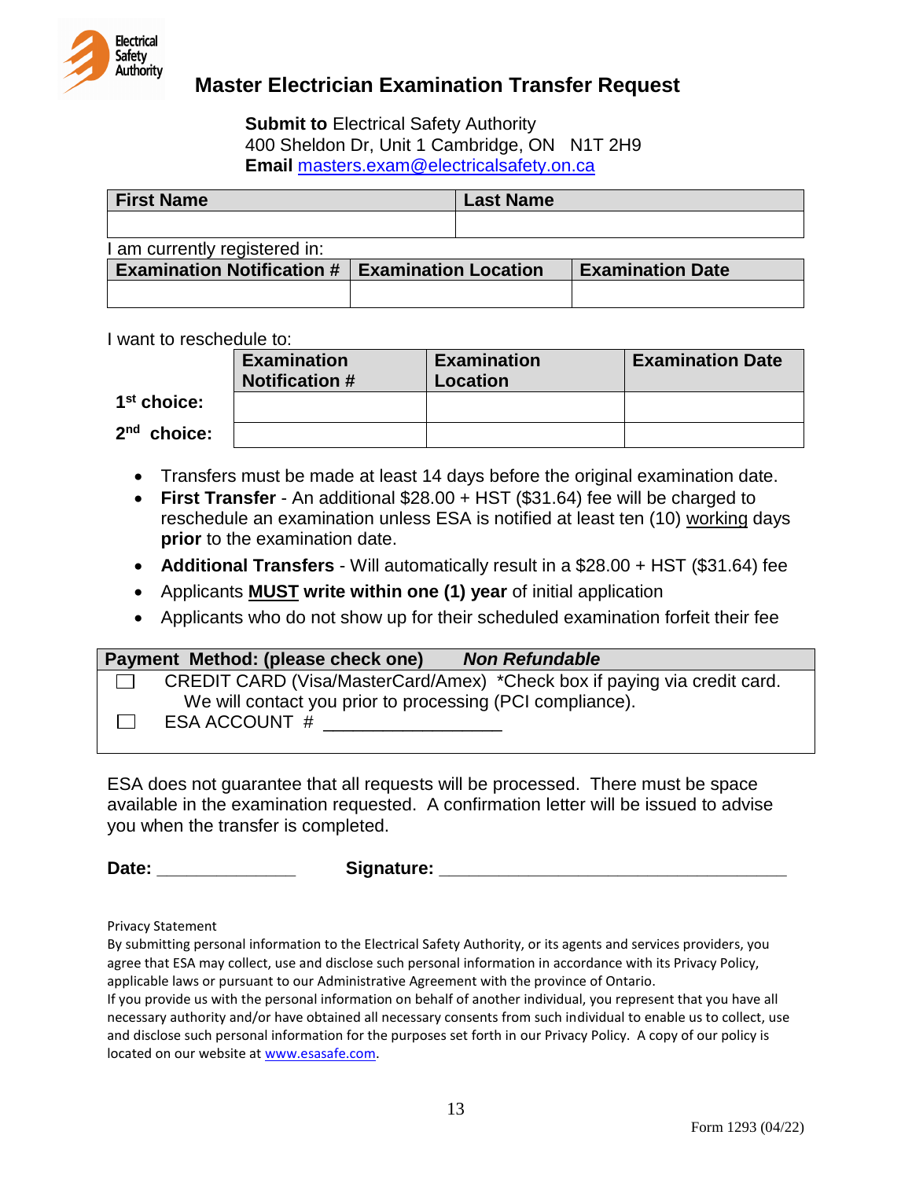Electrical Safety Authority

# Master Electrician Examination Transfer Request

**Submit to** Electrical Safety Authority
400 Sheldon Dr, Unit 1 Cambridge, ON N1T 2H9
**Email** masters.exam@electricalsafety.on.ca

| First Name | Last Name |
|---|---|
| | |

I am currently registered in:

| Examination Notification # | Examination Location | Examination Date |
|---|---|---|
| | | |

I want to reschedule to:

| | Examination Notification # | Examination Location | Examination Date |
|---|---|---|---|
| **1st choice:** | | | |
| **2nd choice:** | | | |

- Transfers must be made at least 14 days before the original examination date.
- **First Transfer** - An additional $28.00 + HST ($31.64) fee will be charged to reschedule an examination unless ESA is notified at least ten (10) working days **prior** to the examination date.
- **Additional Transfers** - Will automatically result in a $28.00 + HST ($31.64) fee
- Applicants **MUST write within one (1) year** of initial application
- Applicants who do not show up for their scheduled examination forfeit their fee

**Payment Method: (please check one)** ***Non Refundable***

☐ CREDIT CARD (Visa/MasterCard/Amex) *Check box if paying via credit card. We will contact you prior to processing (PCI compliance).

☐ ESA ACCOUNT # ________________

ESA does not guarantee that all requests will be processed. There must be space available in the examination requested. A confirmation letter will be issued to advise you when the transfer is completed.

**Date:** _____________ **Signature:** _________________________________

Privacy Statement

By submitting personal information to the Electrical Safety Authority, or its agents and services providers, you agree that ESA may collect, use and disclose such personal information in accordance with its Privacy Policy, applicable laws or pursuant to our Administrative Agreement with the province of Ontario.

If you provide us with the personal information on behalf of another individual, you represent that you have all necessary authority and/or have obtained all necessary consents from such individual to enable us to collect, use and disclose such personal information for the purposes set forth in our Privacy Policy. A copy of our policy is located on our website at www.esasafe.com.

Form 1293 (04/22)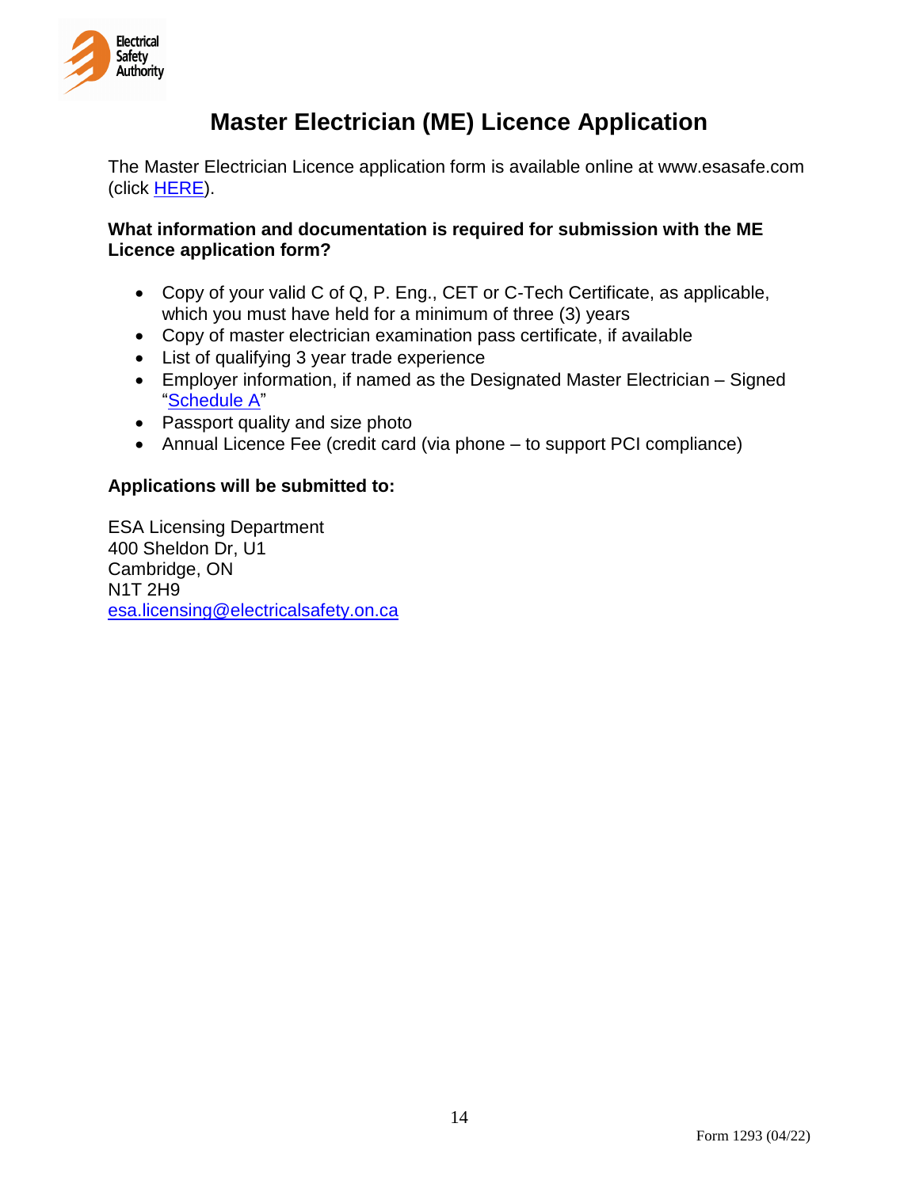# Master Electrician (ME) Licence Application

The Master Electrician Licence application form is available online at www.esasafe.com (click HERE).

**What information and documentation is required for submission with the ME Licence application form?**

- Copy of your valid C of Q, P. Eng., CET or C-Tech Certificate, as applicable, which you must have held for a minimum of three (3) years
- Copy of master electrician examination pass certificate, if available
- List of qualifying 3 year trade experience
- Employer information, if named as the Designated Master Electrician – Signed "Schedule A"
- Passport quality and size photo
- Annual Licence Fee (credit card (via phone – to support PCI compliance)

**Applications will be submitted to:**

ESA Licensing Department
400 Sheldon Dr, U1
Cambridge, ON
N1T 2H9
esa.licensing@electricalsafety.on.ca

Form 1293 (04/22)